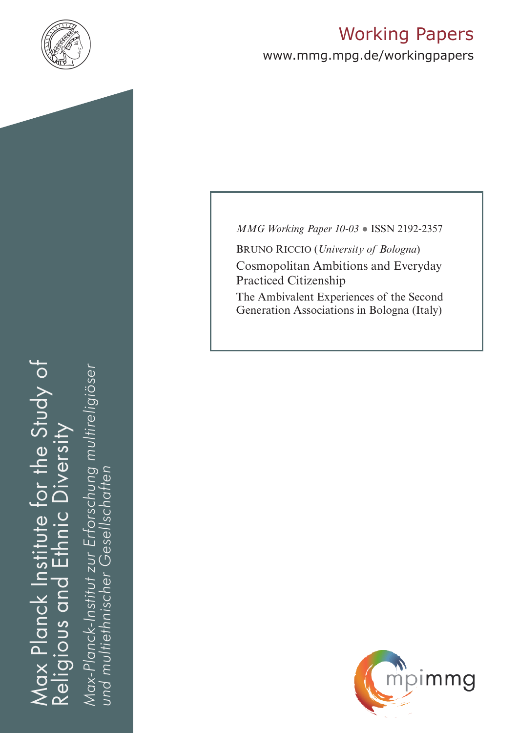# Working Papers

www.mmg.mpg.de/workingpapers

*MMG Working Paper 10-03* ● ISSN 2192-2357

BRUNO RICCIO (*University of Bologna*)

## Cosmopolitan Ambitions and Everyday Practiced Citizenship

### The Ambivalent Experiences of the Second Generation Associations in Bologna (Italy)

Max Planck Institute for the Study of Religious and Ethnic Diversity

*Max-Planck-Institut zur Erforschung multireligiöser und multiethnischer Gesellschaften*

mpimmg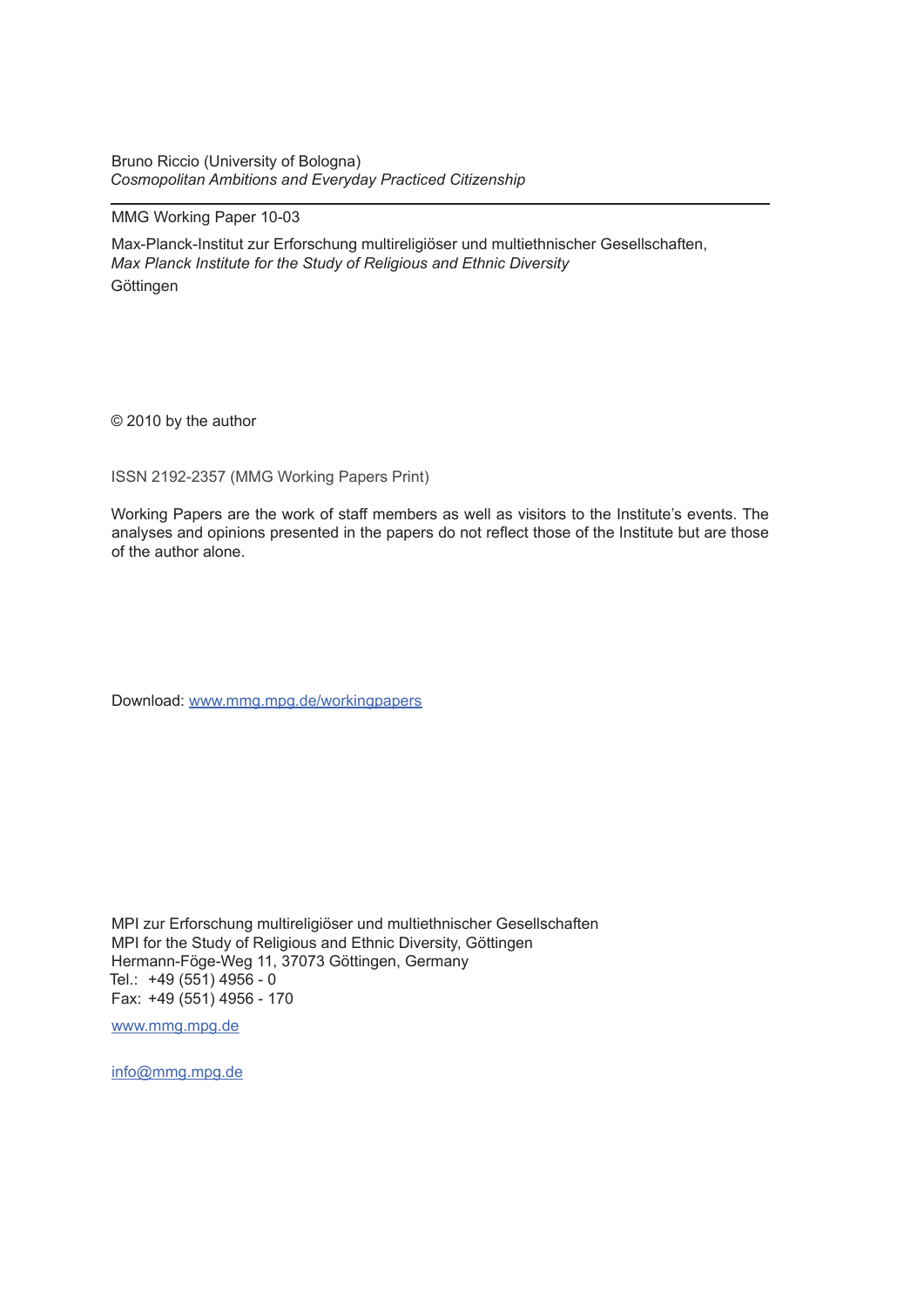Bruno Riccio (University of Bologna)
*Cosmopolitan Ambitions and Everyday Practiced Citizenship*

---

MMG Working Paper 10-03

Max-Planck-Institut zur Erforschung multireligiöser und multiethnischer Gesellschaften,
*Max Planck Institute for the Study of Religious and Ethnic Diversity*
Göttingen

© 2010 by the author

ISSN 2192-2357 (MMG Working Papers Print)

Working Papers are the work of staff members as well as visitors to the Institute's events. The analyses and opinions presented in the papers do not reflect those of the Institute but are those of the author alone.

Download: www.mmg.mpg.de/workingpapers

MPI zur Erforschung multireligiöser und multiethnischer Gesellschaften
MPI for the Study of Religious and Ethnic Diversity, Göttingen
Hermann-Föge-Weg 11, 37073 Göttingen, Germany
Tel.: +49 (551) 4956 - 0
Fax: +49 (551) 4956 - 170

www.mmg.mpg.de

info@mmg.mpg.de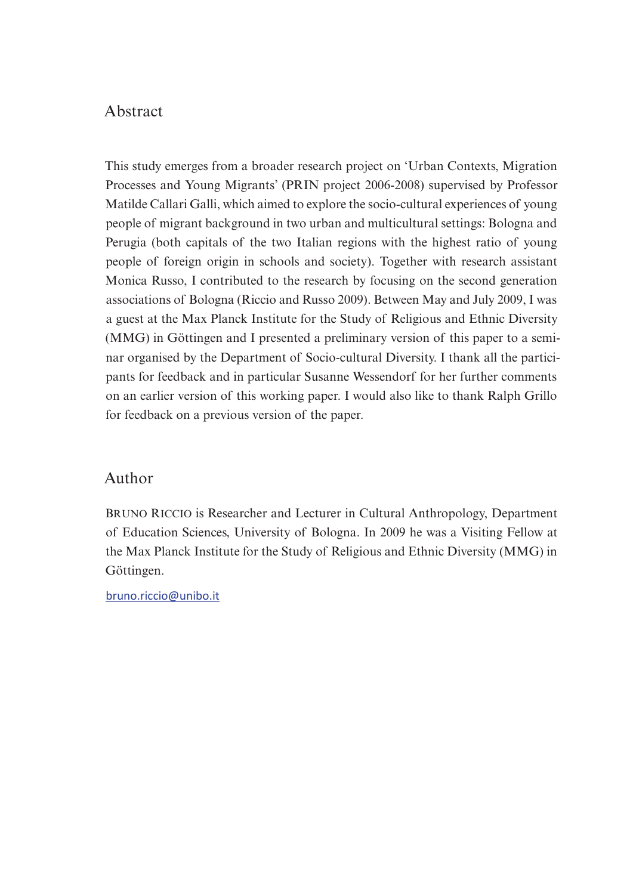## Abstract

This study emerges from a broader research project on 'Urban Contexts, Migration Processes and Young Migrants' (PRIN project 2006-2008) supervised by Professor Matilde Callari Galli, which aimed to explore the socio-cultural experiences of young people of migrant background in two urban and multicultural settings: Bologna and Perugia (both capitals of the two Italian regions with the highest ratio of young people of foreign origin in schools and society). Together with research assistant Monica Russo, I contributed to the research by focusing on the second generation associations of Bologna (Riccio and Russo 2009). Between May and July 2009, I was a guest at the Max Planck Institute for the Study of Religious and Ethnic Diversity (MMG) in Göttingen and I presented a preliminary version of this paper to a seminar organised by the Department of Socio-cultural Diversity. I thank all the participants for feedback and in particular Susanne Wessendorf for her further comments on an earlier version of this working paper. I would also like to thank Ralph Grillo for feedback on a previous version of the paper.

## Author

BRUNO RICCIO is Researcher and Lecturer in Cultural Anthropology, Department of Education Sciences, University of Bologna. In 2009 he was a Visiting Fellow at the Max Planck Institute for the Study of Religious and Ethnic Diversity (MMG) in Göttingen.

bruno.riccio@unibo.it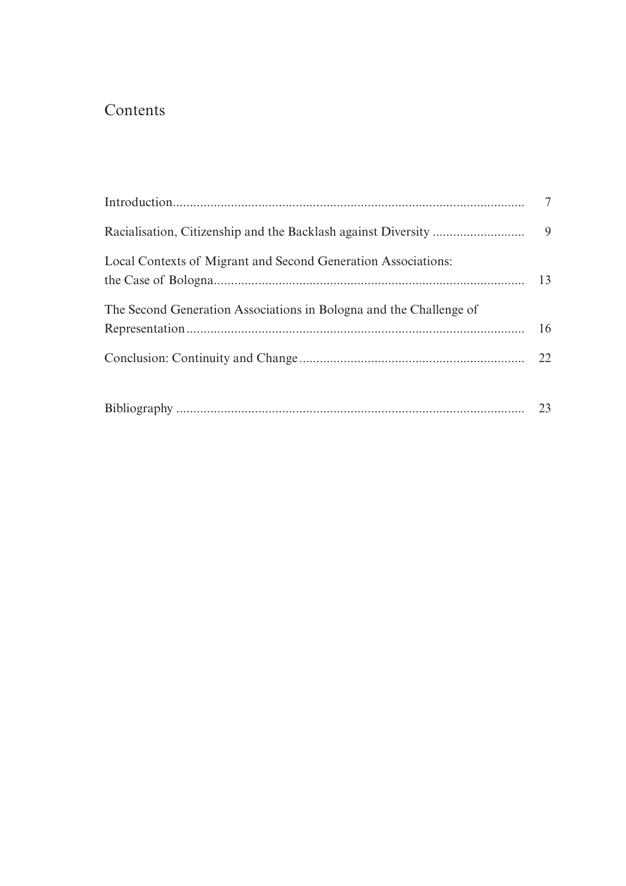# Contents

| | |
|---|---|
| Introduction | 7 |
| Racialisation, Citizenship and the Backlash against Diversity | 9 |
| Local Contexts of Migrant and Second Generation Associations: the Case of Bologna | 13 |
| The Second Generation Associations in Bologna and the Challenge of Representation | 16 |
| Conclusion: Continuity and Change | 22 |
| Bibliography | 23 |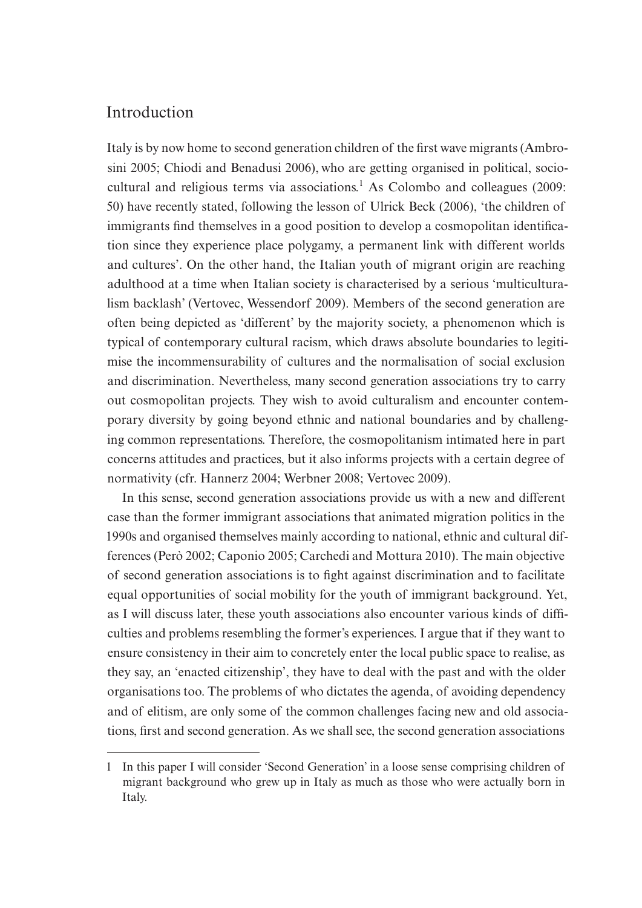## Introduction

Italy is by now home to second generation children of the first wave migrants (Ambrosini 2005; Chiodi and Benadusi 2006), who are getting organised in political, socio-cultural and religious terms via associations.[1] As Colombo and colleagues (2009: 50) have recently stated, following the lesson of Ulrick Beck (2006), 'the children of immigrants find themselves in a good position to develop a cosmopolitan identification since they experience place polygamy, a permanent link with different worlds and cultures'. On the other hand, the Italian youth of migrant origin are reaching adulthood at a time when Italian society is characterised by a serious 'multiculturalism backlash' (Vertovec, Wessendorf 2009). Members of the second generation are often being depicted as 'different' by the majority society, a phenomenon which is typical of contemporary cultural racism, which draws absolute boundaries to legitimise the incommensurability of cultures and the normalisation of social exclusion and discrimination. Nevertheless, many second generation associations try to carry out cosmopolitan projects. They wish to avoid culturalism and encounter contemporary diversity by going beyond ethnic and national boundaries and by challenging common representations. Therefore, the cosmopolitanism intimated here in part concerns attitudes and practices, but it also informs projects with a certain degree of normativity (cfr. Hannerz 2004; Werbner 2008; Vertovec 2009).

In this sense, second generation associations provide us with a new and different case than the former immigrant associations that animated migration politics in the 1990s and organised themselves mainly according to national, ethnic and cultural differences (Però 2002; Caponio 2005; Carchedi and Mottura 2010). The main objective of second generation associations is to fight against discrimination and to facilitate equal opportunities of social mobility for the youth of immigrant background. Yet, as I will discuss later, these youth associations also encounter various kinds of difficulties and problems resembling the former's experiences. I argue that if they want to ensure consistency in their aim to concretely enter the local public space to realise, as they say, an 'enacted citizenship', they have to deal with the past and with the older organisations too. The problems of who dictates the agenda, of avoiding dependency and of elitism, are only some of the common challenges facing new and old associations, first and second generation. As we shall see, the second generation associations

---

1 In this paper I will consider 'Second Generation' in a loose sense comprising children of migrant background who grew up in Italy as much as those who were actually born in Italy.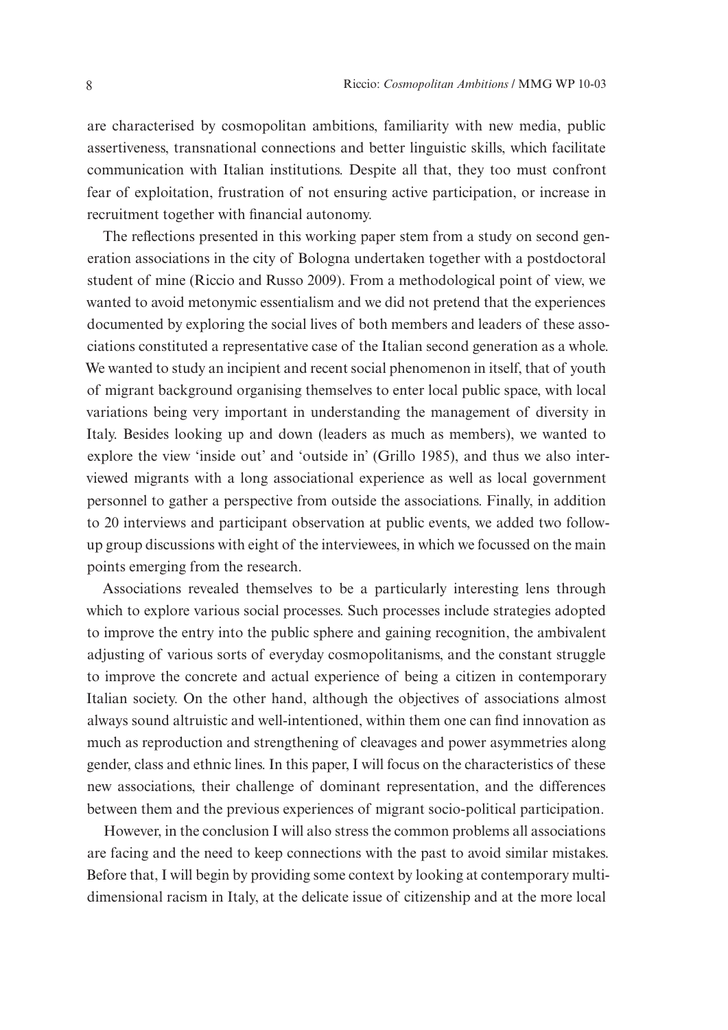are characterised by cosmopolitan ambitions, familiarity with new media, public assertiveness, transnational connections and better linguistic skills, which facilitate communication with Italian institutions. Despite all that, they too must confront fear of exploitation, frustration of not ensuring active participation, or increase in recruitment together with financial autonomy.

The reflections presented in this working paper stem from a study on second generation associations in the city of Bologna undertaken together with a postdoctoral student of mine (Riccio and Russo 2009). From a methodological point of view, we wanted to avoid metonymic essentialism and we did not pretend that the experiences documented by exploring the social lives of both members and leaders of these associations constituted a representative case of the Italian second generation as a whole. We wanted to study an incipient and recent social phenomenon in itself, that of youth of migrant background organising themselves to enter local public space, with local variations being very important in understanding the management of diversity in Italy. Besides looking up and down (leaders as much as members), we wanted to explore the view 'inside out' and 'outside in' (Grillo 1985), and thus we also interviewed migrants with a long associational experience as well as local government personnel to gather a perspective from outside the associations. Finally, in addition to 20 interviews and participant observation at public events, we added two follow-up group discussions with eight of the interviewees, in which we focussed on the main points emerging from the research.

Associations revealed themselves to be a particularly interesting lens through which to explore various social processes. Such processes include strategies adopted to improve the entry into the public sphere and gaining recognition, the ambivalent adjusting of various sorts of everyday cosmopolitanisms, and the constant struggle to improve the concrete and actual experience of being a citizen in contemporary Italian society. On the other hand, although the objectives of associations almost always sound altruistic and well-intentioned, within them one can find innovation as much as reproduction and strengthening of cleavages and power asymmetries along gender, class and ethnic lines. In this paper, I will focus on the characteristics of these new associations, their challenge of dominant representation, and the differences between them and the previous experiences of migrant socio-political participation.

However, in the conclusion I will also stress the common problems all associations are facing and the need to keep connections with the past to avoid similar mistakes. Before that, I will begin by providing some context by looking at contemporary multi-dimensional racism in Italy, at the delicate issue of citizenship and at the more local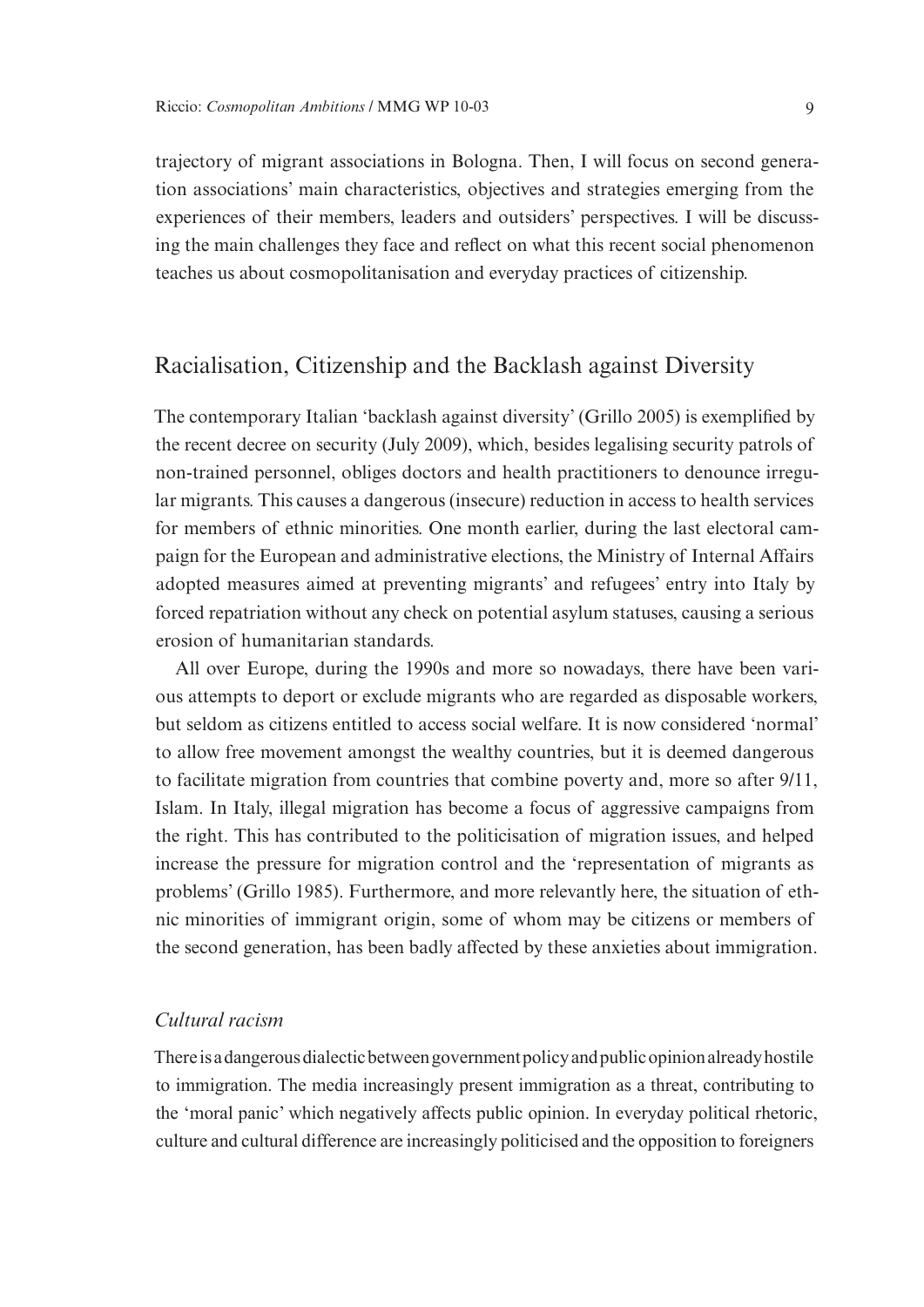trajectory of migrant associations in Bologna. Then, I will focus on second generation associations' main characteristics, objectives and strategies emerging from the experiences of their members, leaders and outsiders' perspectives. I will be discussing the main challenges they face and reflect on what this recent social phenomenon teaches us about cosmopolitanisation and everyday practices of citizenship.

## Racialisation, Citizenship and the Backlash against Diversity

The contemporary Italian 'backlash against diversity' (Grillo 2005) is exemplified by the recent decree on security (July 2009), which, besides legalising security patrols of non-trained personnel, obliges doctors and health practitioners to denounce irregular migrants. This causes a dangerous (insecure) reduction in access to health services for members of ethnic minorities. One month earlier, during the last electoral campaign for the European and administrative elections, the Ministry of Internal Affairs adopted measures aimed at preventing migrants' and refugees' entry into Italy by forced repatriation without any check on potential asylum statuses, causing a serious erosion of humanitarian standards.

All over Europe, during the 1990s and more so nowadays, there have been various attempts to deport or exclude migrants who are regarded as disposable workers, but seldom as citizens entitled to access social welfare. It is now considered 'normal' to allow free movement amongst the wealthy countries, but it is deemed dangerous to facilitate migration from countries that combine poverty and, more so after 9/11, Islam. In Italy, illegal migration has become a focus of aggressive campaigns from the right. This has contributed to the politicisation of migration issues, and helped increase the pressure for migration control and the 'representation of migrants as problems' (Grillo 1985). Furthermore, and more relevantly here, the situation of ethnic minorities of immigrant origin, some of whom may be citizens or members of the second generation, has been badly affected by these anxieties about immigration.

### *Cultural racism*

There is a dangerous dialectic between government policy and public opinion already hostile to immigration. The media increasingly present immigration as a threat, contributing to the 'moral panic' which negatively affects public opinion. In everyday political rhetoric, culture and cultural difference are increasingly politicised and the opposition to foreigners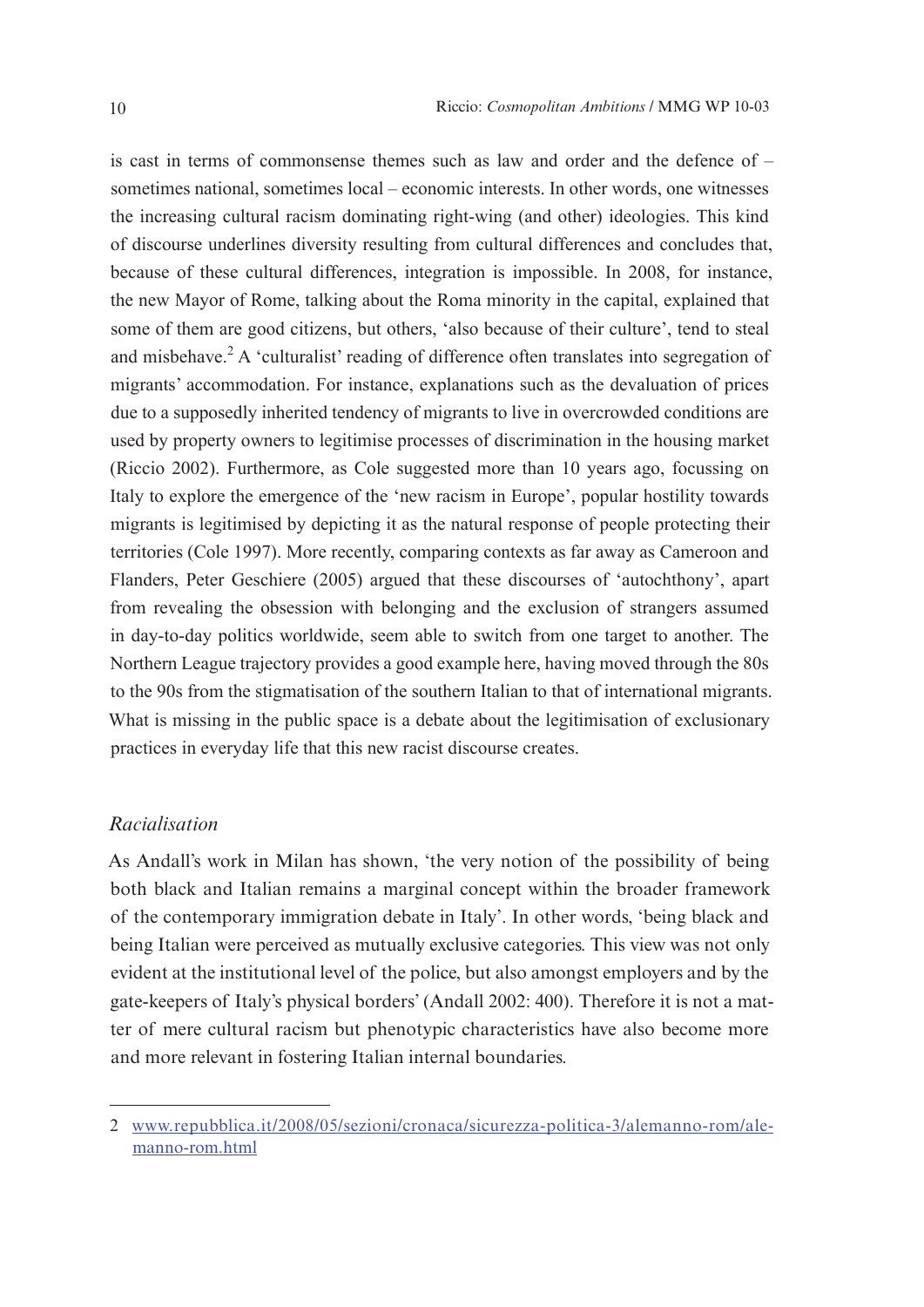is cast in terms of commonsense themes such as law and order and the defence of – sometimes national, sometimes local – economic interests. In other words, one witnesses the increasing cultural racism dominating right-wing (and other) ideologies. This kind of discourse underlines diversity resulting from cultural differences and concludes that, because of these cultural differences, integration is impossible. In 2008, for instance, the new Mayor of Rome, talking about the Roma minority in the capital, explained that some of them are good citizens, but others, 'also because of their culture', tend to steal and misbehave.[2] A 'culturalist' reading of difference often translates into segregation of migrants' accommodation. For instance, explanations such as the devaluation of prices due to a supposedly inherited tendency of migrants to live in overcrowded conditions are used by property owners to legitimise processes of discrimination in the housing market (Riccio 2002). Furthermore, as Cole suggested more than 10 years ago, focussing on Italy to explore the emergence of the 'new racism in Europe', popular hostility towards migrants is legitimised by depicting it as the natural response of people protecting their territories (Cole 1997). More recently, comparing contexts as far away as Cameroon and Flanders, Peter Geschiere (2005) argued that these discourses of 'autochthony', apart from revealing the obsession with belonging and the exclusion of strangers assumed in day-to-day politics worldwide, seem able to switch from one target to another. The Northern League trajectory provides a good example here, having moved through the 80s to the 90s from the stigmatisation of the southern Italian to that of international migrants. What is missing in the public space is a debate about the legitimisation of exclusionary practices in everyday life that this new racist discourse creates.

### *Racialisation*

As Andall's work in Milan has shown, 'the very notion of the possibility of being both black and Italian remains a marginal concept within the broader framework of the contemporary immigration debate in Italy'. In other words, 'being black and being Italian were perceived as mutually exclusive categories. This view was not only evident at the institutional level of the police, but also amongst employers and by the gate-keepers of Italy's physical borders' (Andall 2002: 400). Therefore it is not a matter of mere cultural racism but phenotypic characteristics have also become more and more relevant in fostering Italian internal boundaries.

---

2 www.repubblica.it/2008/05/sezioni/cronaca/sicurezza-politica-3/alemanno-rom/alemanno-rom.html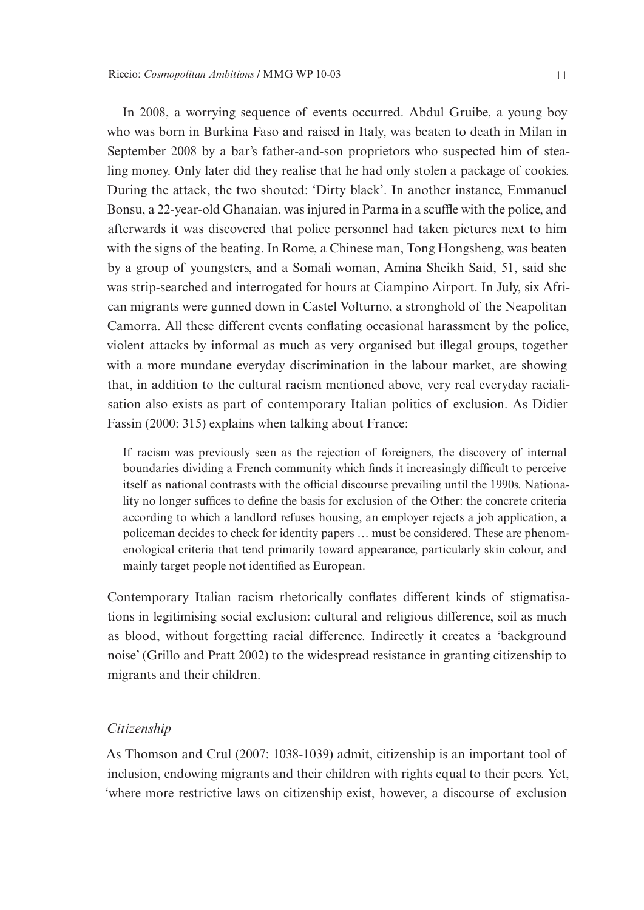In 2008, a worrying sequence of events occurred. Abdul Gruibe, a young boy who was born in Burkina Faso and raised in Italy, was beaten to death in Milan in September 2008 by a bar's father-and-son proprietors who suspected him of stealing money. Only later did they realise that he had only stolen a package of cookies. During the attack, the two shouted: 'Dirty black'. In another instance, Emmanuel Bonsu, a 22-year-old Ghanaian, was injured in Parma in a scuffle with the police, and afterwards it was discovered that police personnel had taken pictures next to him with the signs of the beating. In Rome, a Chinese man, Tong Hongsheng, was beaten by a group of youngsters, and a Somali woman, Amina Sheikh Said, 51, said she was strip-searched and interrogated for hours at Ciampino Airport. In July, six African migrants were gunned down in Castel Volturno, a stronghold of the Neapolitan Camorra. All these different events conflating occasional harassment by the police, violent attacks by informal as much as very organised but illegal groups, together with a more mundane everyday discrimination in the labour market, are showing that, in addition to the cultural racism mentioned above, very real everyday racialisation also exists as part of contemporary Italian politics of exclusion. As Didier Fassin (2000: 315) explains when talking about France:

> If racism was previously seen as the rejection of foreigners, the discovery of internal boundaries dividing a French community which finds it increasingly difficult to perceive itself as national contrasts with the official discourse prevailing until the 1990s. Nationality no longer suffices to define the basis for exclusion of the Other: the concrete criteria according to which a landlord refuses housing, an employer rejects a job application, a policeman decides to check for identity papers … must be considered. These are phenomenological criteria that tend primarily toward appearance, particularly skin colour, and mainly target people not identified as European.

Contemporary Italian racism rhetorically conflates different kinds of stigmatisations in legitimising social exclusion: cultural and religious difference, soil as much as blood, without forgetting racial difference. Indirectly it creates a 'background noise' (Grillo and Pratt 2002) to the widespread resistance in granting citizenship to migrants and their children.

### *Citizenship*

As Thomson and Crul (2007: 1038-1039) admit, citizenship is an important tool of inclusion, endowing migrants and their children with rights equal to their peers. Yet, 'where more restrictive laws on citizenship exist, however, a discourse of exclusion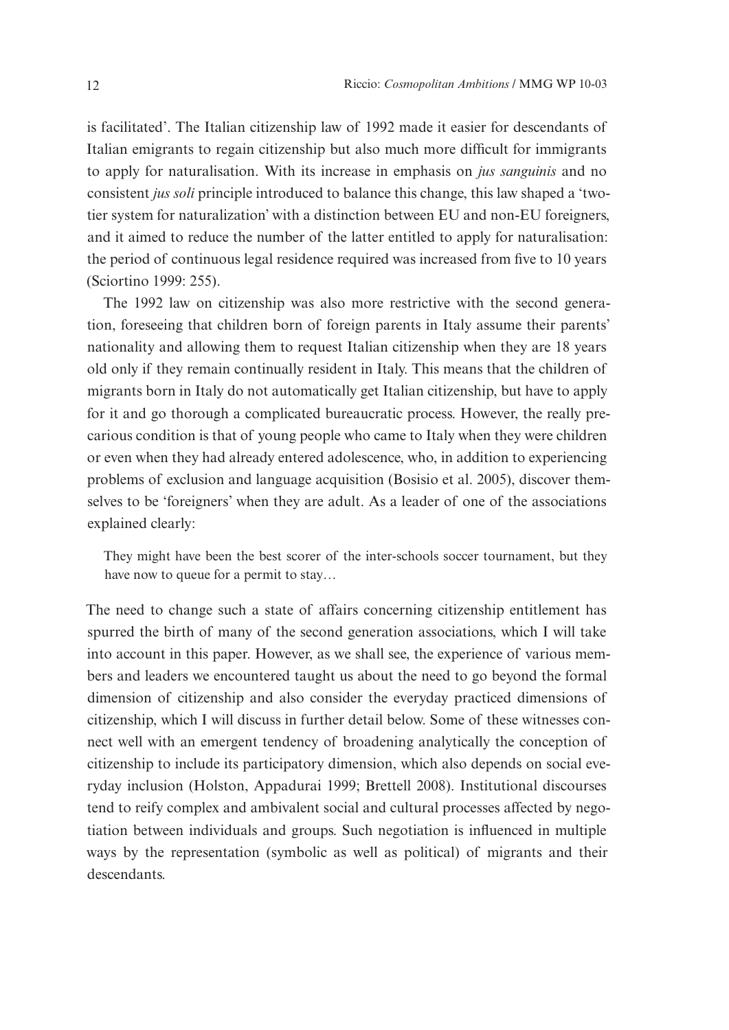is facilitated'. The Italian citizenship law of 1992 made it easier for descendants of Italian emigrants to regain citizenship but also much more difficult for immigrants to apply for naturalisation. With its increase in emphasis on *jus sanguinis* and no consistent *jus soli* principle introduced to balance this change, this law shaped a 'two-tier system for naturalization' with a distinction between EU and non-EU foreigners, and it aimed to reduce the number of the latter entitled to apply for naturalisation: the period of continuous legal residence required was increased from five to 10 years (Sciortino 1999: 255).

The 1992 law on citizenship was also more restrictive with the second generation, foreseeing that children born of foreign parents in Italy assume their parents' nationality and allowing them to request Italian citizenship when they are 18 years old only if they remain continually resident in Italy. This means that the children of migrants born in Italy do not automatically get Italian citizenship, but have to apply for it and go thorough a complicated bureaucratic process. However, the really precarious condition is that of young people who came to Italy when they were children or even when they had already entered adolescence, who, in addition to experiencing problems of exclusion and language acquisition (Bosisio et al. 2005), discover themselves to be 'foreigners' when they are adult. As a leader of one of the associations explained clearly:

> They might have been the best scorer of the inter-schools soccer tournament, but they have now to queue for a permit to stay…

The need to change such a state of affairs concerning citizenship entitlement has spurred the birth of many of the second generation associations, which I will take into account in this paper. However, as we shall see, the experience of various members and leaders we encountered taught us about the need to go beyond the formal dimension of citizenship and also consider the everyday practiced dimensions of citizenship, which I will discuss in further detail below. Some of these witnesses connect well with an emergent tendency of broadening analytically the conception of citizenship to include its participatory dimension, which also depends on social everyday inclusion (Holston, Appadurai 1999; Brettell 2008). Institutional discourses tend to reify complex and ambivalent social and cultural processes affected by negotiation between individuals and groups. Such negotiation is influenced in multiple ways by the representation (symbolic as well as political) of migrants and their descendants.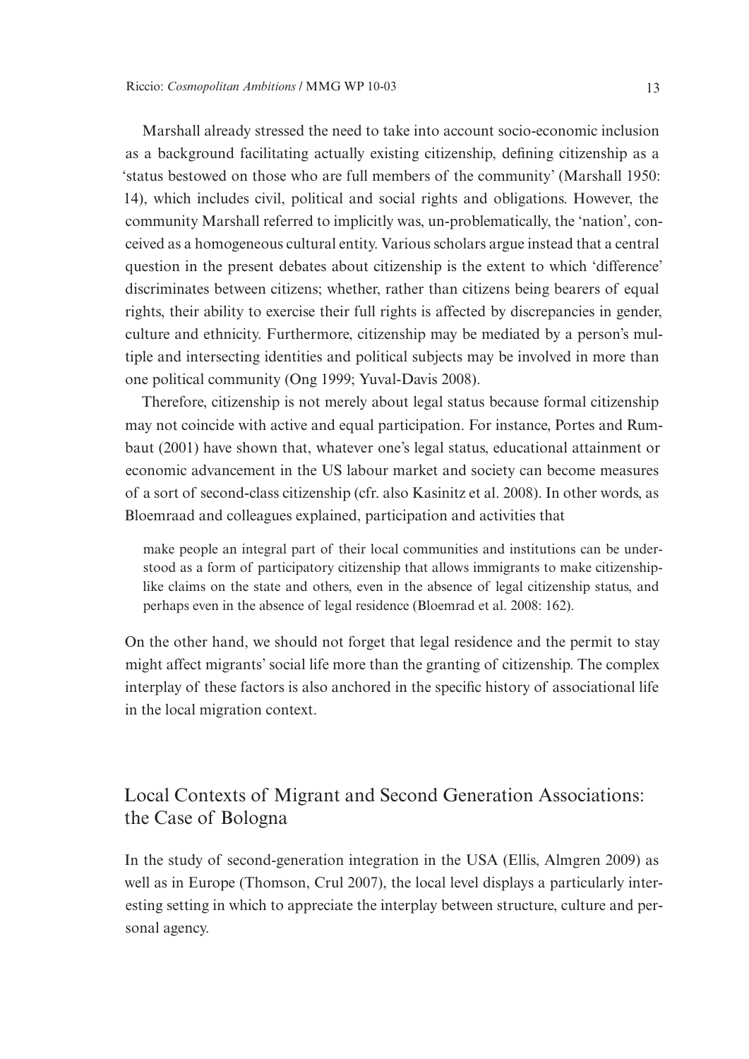Marshall already stressed the need to take into account socio-economic inclusion as a background facilitating actually existing citizenship, defining citizenship as a 'status bestowed on those who are full members of the community' (Marshall 1950: 14), which includes civil, political and social rights and obligations. However, the community Marshall referred to implicitly was, un-problematically, the 'nation', conceived as a homogeneous cultural entity. Various scholars argue instead that a central question in the present debates about citizenship is the extent to which 'difference' discriminates between citizens; whether, rather than citizens being bearers of equal rights, their ability to exercise their full rights is affected by discrepancies in gender, culture and ethnicity. Furthermore, citizenship may be mediated by a person's multiple and intersecting identities and political subjects may be involved in more than one political community (Ong 1999; Yuval-Davis 2008).

Therefore, citizenship is not merely about legal status because formal citizenship may not coincide with active and equal participation. For instance, Portes and Rumbaut (2001) have shown that, whatever one's legal status, educational attainment or economic advancement in the US labour market and society can become measures of a sort of second-class citizenship (cfr. also Kasinitz et al. 2008). In other words, as Bloemraad and colleagues explained, participation and activities that

> make people an integral part of their local communities and institutions can be understood as a form of participatory citizenship that allows immigrants to make citizenship-like claims on the state and others, even in the absence of legal citizenship status, and perhaps even in the absence of legal residence (Bloemrad et al. 2008: 162).

On the other hand, we should not forget that legal residence and the permit to stay might affect migrants' social life more than the granting of citizenship. The complex interplay of these factors is also anchored in the specific history of associational life in the local migration context.

## Local Contexts of Migrant and Second Generation Associations: the Case of Bologna

In the study of second-generation integration in the USA (Ellis, Almgren 2009) as well as in Europe (Thomson, Crul 2007), the local level displays a particularly interesting setting in which to appreciate the interplay between structure, culture and personal agency.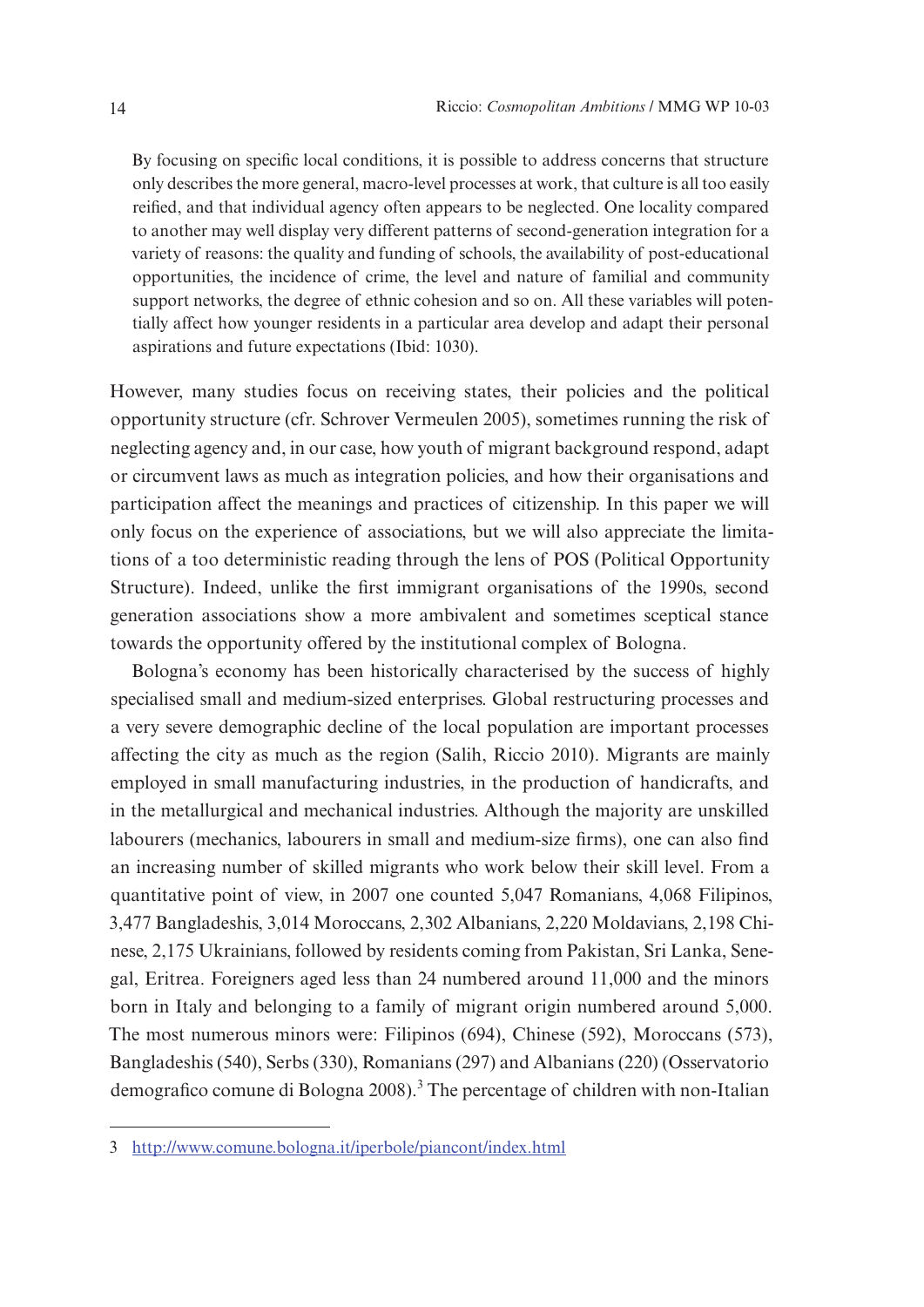> By focusing on specific local conditions, it is possible to address concerns that structure only describes the more general, macro-level processes at work, that culture is all too easily reified, and that individual agency often appears to be neglected. One locality compared to another may well display very different patterns of second-generation integration for a variety of reasons: the quality and funding of schools, the availability of post-educational opportunities, the incidence of crime, the level and nature of familial and community support networks, the degree of ethnic cohesion and so on. All these variables will potentially affect how younger residents in a particular area develop and adapt their personal aspirations and future expectations (Ibid: 1030).

However, many studies focus on receiving states, their policies and the political opportunity structure (cfr. Schrover Vermeulen 2005), sometimes running the risk of neglecting agency and, in our case, how youth of migrant background respond, adapt or circumvent laws as much as integration policies, and how their organisations and participation affect the meanings and practices of citizenship. In this paper we will only focus on the experience of associations, but we will also appreciate the limitations of a too deterministic reading through the lens of POS (Political Opportunity Structure). Indeed, unlike the first immigrant organisations of the 1990s, second generation associations show a more ambivalent and sometimes sceptical stance towards the opportunity offered by the institutional complex of Bologna.

Bologna's economy has been historically characterised by the success of highly specialised small and medium-sized enterprises. Global restructuring processes and a very severe demographic decline of the local population are important processes affecting the city as much as the region (Salih, Riccio 2010). Migrants are mainly employed in small manufacturing industries, in the production of handicrafts, and in the metallurgical and mechanical industries. Although the majority are unskilled labourers (mechanics, labourers in small and medium-size firms), one can also find an increasing number of skilled migrants who work below their skill level. From a quantitative point of view, in 2007 one counted 5,047 Romanians, 4,068 Filipinos, 3,477 Bangladeshis, 3,014 Moroccans, 2,302 Albanians, 2,220 Moldavians, 2,198 Chinese, 2,175 Ukrainians, followed by residents coming from Pakistan, Sri Lanka, Senegal, Eritrea. Foreigners aged less than 24 numbered around 11,000 and the minors born in Italy and belonging to a family of migrant origin numbered around 5,000. The most numerous minors were: Filipinos (694), Chinese (592), Moroccans (573), Bangladeshis (540), Serbs (330), Romanians (297) and Albanians (220) (Osservatorio demografico comune di Bologna 2008).[3] The percentage of children with non-Italian

---

3 http://www.comune.bologna.it/iperbole/piancont/index.html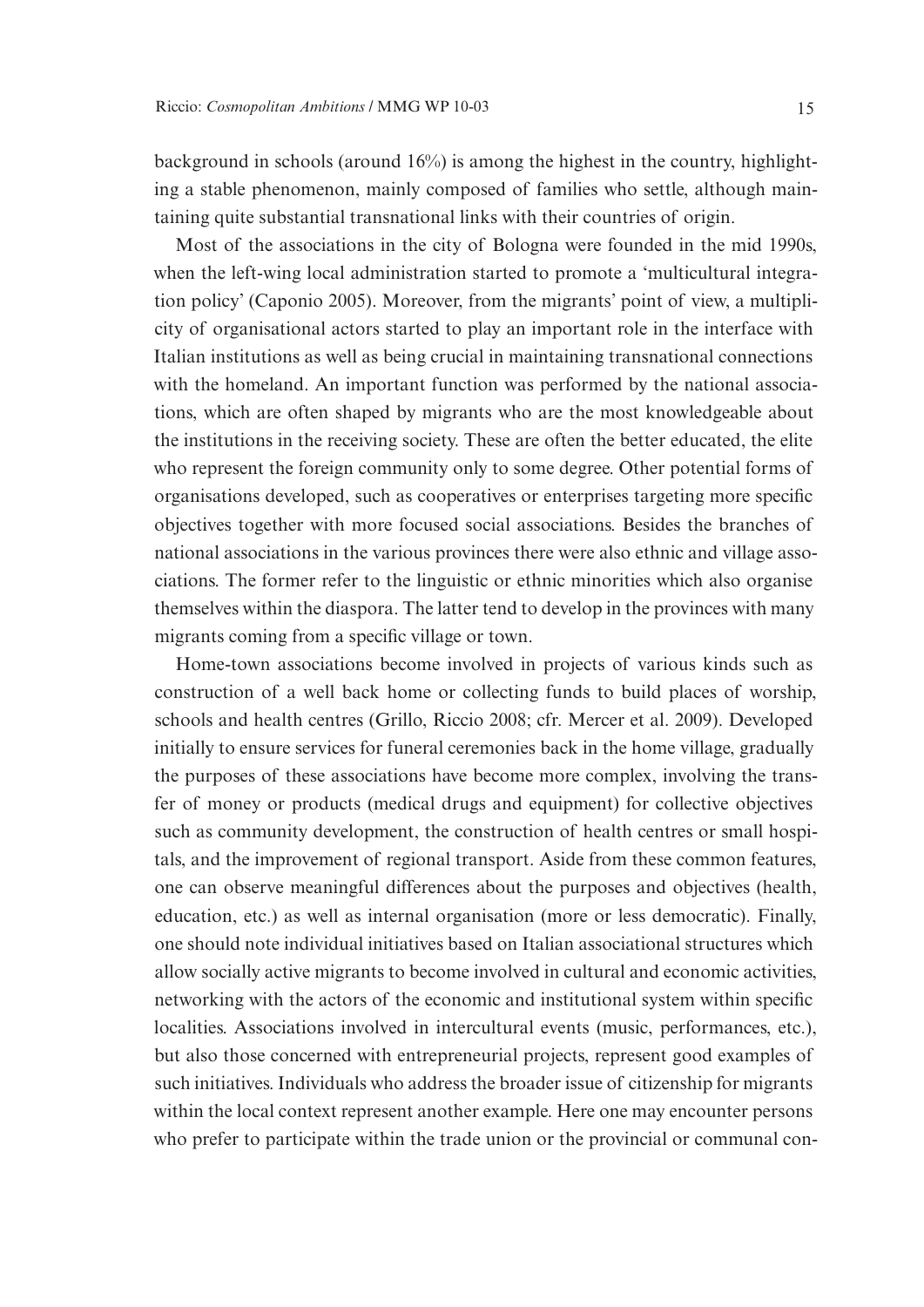background in schools (around 16%) is among the highest in the country, highlighting a stable phenomenon, mainly composed of families who settle, although maintaining quite substantial transnational links with their countries of origin.

Most of the associations in the city of Bologna were founded in the mid 1990s, when the left-wing local administration started to promote a 'multicultural integration policy' (Caponio 2005). Moreover, from the migrants' point of view, a multiplicity of organisational actors started to play an important role in the interface with Italian institutions as well as being crucial in maintaining transnational connections with the homeland. An important function was performed by the national associations, which are often shaped by migrants who are the most knowledgeable about the institutions in the receiving society. These are often the better educated, the elite who represent the foreign community only to some degree. Other potential forms of organisations developed, such as cooperatives or enterprises targeting more specific objectives together with more focused social associations. Besides the branches of national associations in the various provinces there were also ethnic and village associations. The former refer to the linguistic or ethnic minorities which also organise themselves within the diaspora. The latter tend to develop in the provinces with many migrants coming from a specific village or town.

Home-town associations become involved in projects of various kinds such as construction of a well back home or collecting funds to build places of worship, schools and health centres (Grillo, Riccio 2008; cfr. Mercer et al. 2009). Developed initially to ensure services for funeral ceremonies back in the home village, gradually the purposes of these associations have become more complex, involving the transfer of money or products (medical drugs and equipment) for collective objectives such as community development, the construction of health centres or small hospitals, and the improvement of regional transport. Aside from these common features, one can observe meaningful differences about the purposes and objectives (health, education, etc.) as well as internal organisation (more or less democratic). Finally, one should note individual initiatives based on Italian associational structures which allow socially active migrants to become involved in cultural and economic activities, networking with the actors of the economic and institutional system within specific localities. Associations involved in intercultural events (music, performances, etc.), but also those concerned with entrepreneurial projects, represent good examples of such initiatives. Individuals who address the broader issue of citizenship for migrants within the local context represent another example. Here one may encounter persons who prefer to participate within the trade union or the provincial or communal con-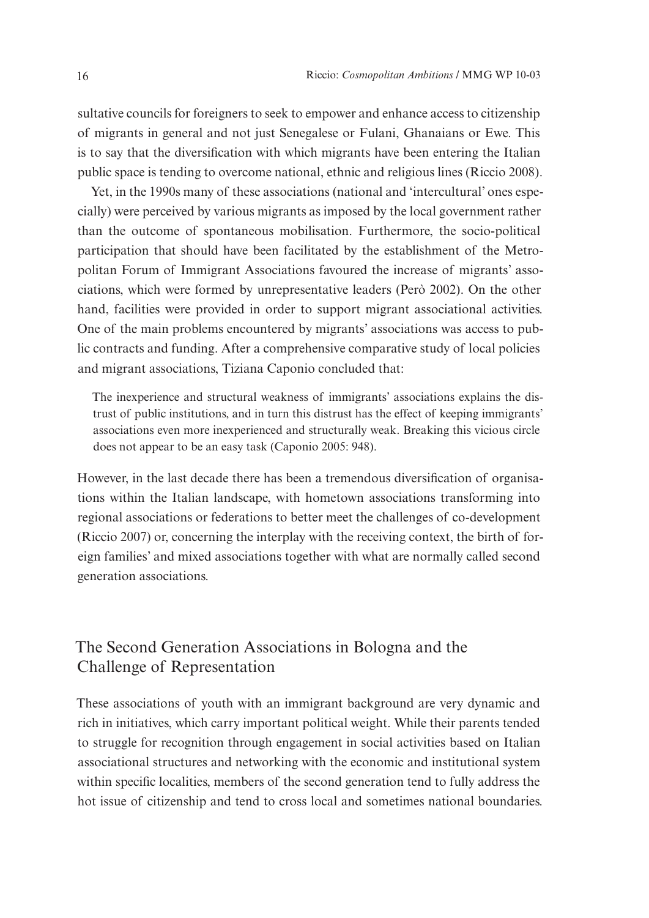sultative councils for foreigners to seek to empower and enhance access to citizenship of migrants in general and not just Senegalese or Fulani, Ghanaians or Ewe. This is to say that the diversification with which migrants have been entering the Italian public space is tending to overcome national, ethnic and religious lines (Riccio 2008).

Yet, in the 1990s many of these associations (national and 'intercultural' ones especially) were perceived by various migrants as imposed by the local government rather than the outcome of spontaneous mobilisation. Furthermore, the socio-political participation that should have been facilitated by the establishment of the Metropolitan Forum of Immigrant Associations favoured the increase of migrants' associations, which were formed by unrepresentative leaders (Però 2002). On the other hand, facilities were provided in order to support migrant associational activities. One of the main problems encountered by migrants' associations was access to public contracts and funding. After a comprehensive comparative study of local policies and migrant associations, Tiziana Caponio concluded that:

> The inexperience and structural weakness of immigrants' associations explains the distrust of public institutions, and in turn this distrust has the effect of keeping immigrants' associations even more inexperienced and structurally weak. Breaking this vicious circle does not appear to be an easy task (Caponio 2005: 948).

However, in the last decade there has been a tremendous diversification of organisations within the Italian landscape, with hometown associations transforming into regional associations or federations to better meet the challenges of co-development (Riccio 2007) or, concerning the interplay with the receiving context, the birth of foreign families' and mixed associations together with what are normally called second generation associations.

## The Second Generation Associations in Bologna and the Challenge of Representation

These associations of youth with an immigrant background are very dynamic and rich in initiatives, which carry important political weight. While their parents tended to struggle for recognition through engagement in social activities based on Italian associational structures and networking with the economic and institutional system within specific localities, members of the second generation tend to fully address the hot issue of citizenship and tend to cross local and sometimes national boundaries.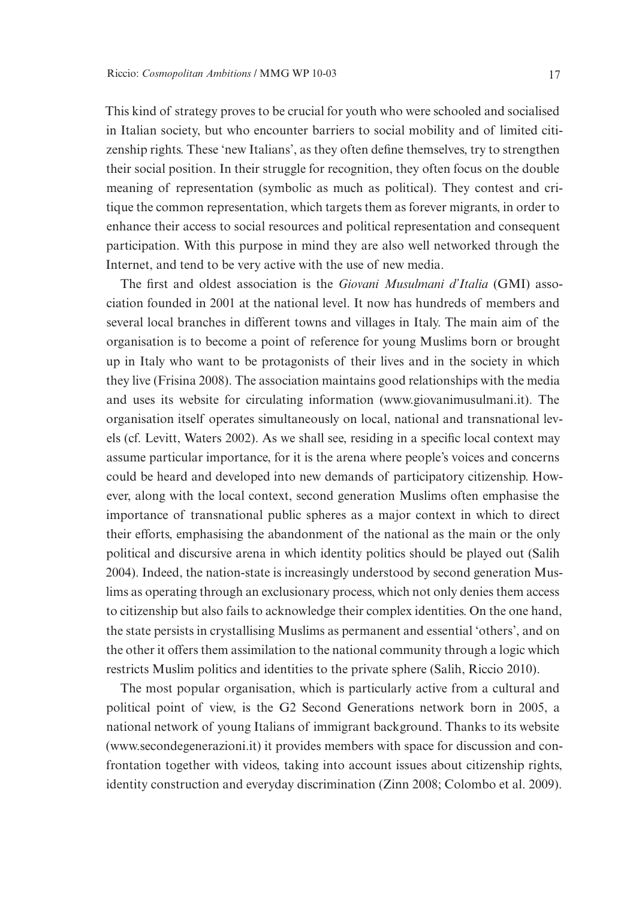This kind of strategy proves to be crucial for youth who were schooled and socialised in Italian society, but who encounter barriers to social mobility and of limited citizenship rights. These 'new Italians', as they often define themselves, try to strengthen their social position. In their struggle for recognition, they often focus on the double meaning of representation (symbolic as much as political). They contest and critique the common representation, which targets them as forever migrants, in order to enhance their access to social resources and political representation and consequent participation. With this purpose in mind they are also well networked through the Internet, and tend to be very active with the use of new media.

The first and oldest association is the *Giovani Musulmani d'Italia* (GMI) association founded in 2001 at the national level. It now has hundreds of members and several local branches in different towns and villages in Italy. The main aim of the organisation is to become a point of reference for young Muslims born or brought up in Italy who want to be protagonists of their lives and in the society in which they live (Frisina 2008). The association maintains good relationships with the media and uses its website for circulating information (www.giovanimusulmani.it). The organisation itself operates simultaneously on local, national and transnational levels (cf. Levitt, Waters 2002). As we shall see, residing in a specific local context may assume particular importance, for it is the arena where people's voices and concerns could be heard and developed into new demands of participatory citizenship. However, along with the local context, second generation Muslims often emphasise the importance of transnational public spheres as a major context in which to direct their efforts, emphasising the abandonment of the national as the main or the only political and discursive arena in which identity politics should be played out (Salih 2004). Indeed, the nation-state is increasingly understood by second generation Muslims as operating through an exclusionary process, which not only denies them access to citizenship but also fails to acknowledge their complex identities. On the one hand, the state persists in crystallising Muslims as permanent and essential 'others', and on the other it offers them assimilation to the national community through a logic which restricts Muslim politics and identities to the private sphere (Salih, Riccio 2010).

The most popular organisation, which is particularly active from a cultural and political point of view, is the G2 Second Generations network born in 2005, a national network of young Italians of immigrant background. Thanks to its website (www.secondegenerazioni.it) it provides members with space for discussion and confrontation together with videos, taking into account issues about citizenship rights, identity construction and everyday discrimination (Zinn 2008; Colombo et al. 2009).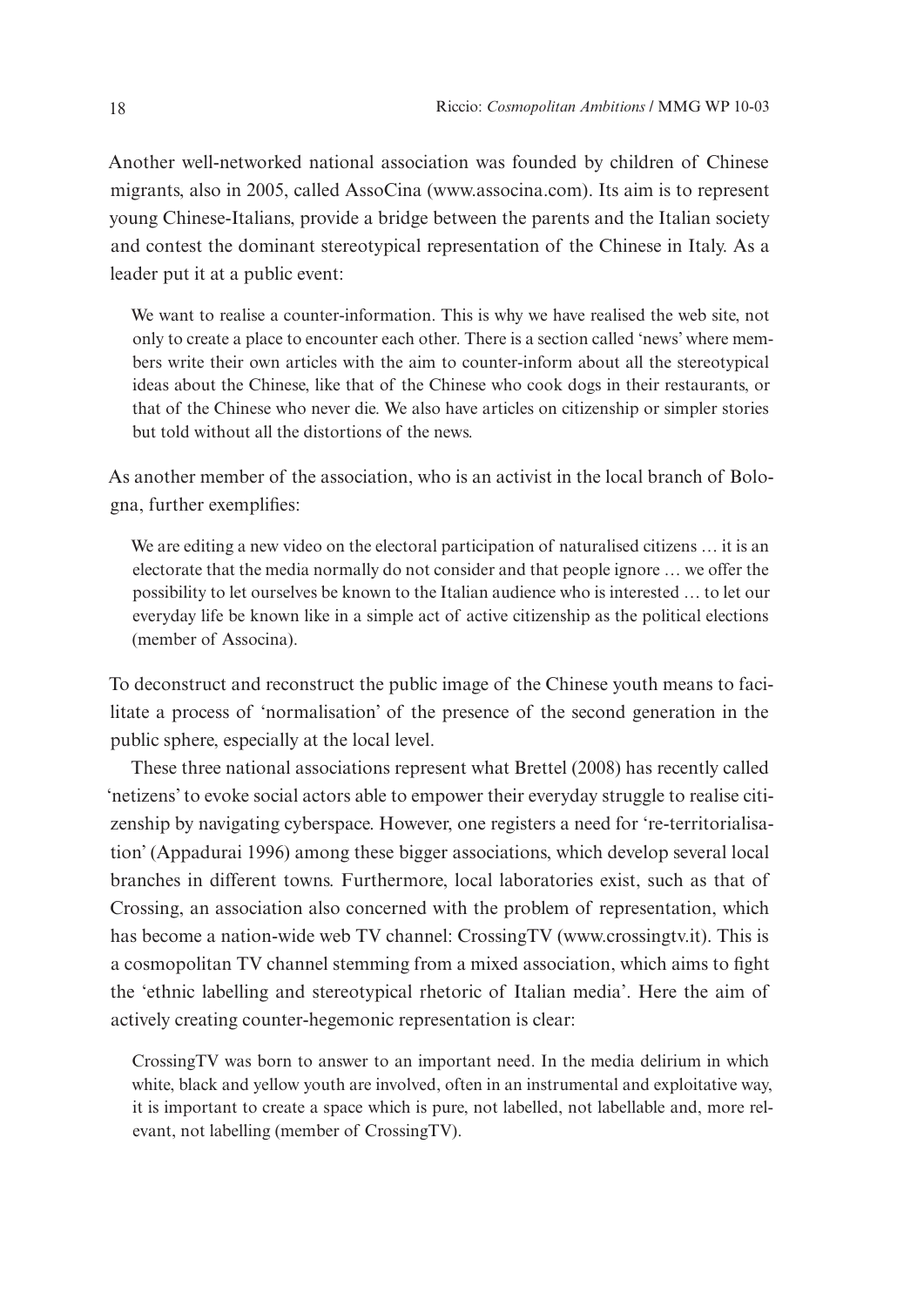Another well-networked national association was founded by children of Chinese migrants, also in 2005, called AssoCina (www.associna.com). Its aim is to represent young Chinese-Italians, provide a bridge between the parents and the Italian society and contest the dominant stereotypical representation of the Chinese in Italy. As a leader put it at a public event:

> We want to realise a counter-information. This is why we have realised the web site, not only to create a place to encounter each other. There is a section called 'news' where members write their own articles with the aim to counter-inform about all the stereotypical ideas about the Chinese, like that of the Chinese who cook dogs in their restaurants, or that of the Chinese who never die. We also have articles on citizenship or simpler stories but told without all the distortions of the news.

As another member of the association, who is an activist in the local branch of Bologna, further exemplifies:

> We are editing a new video on the electoral participation of naturalised citizens … it is an electorate that the media normally do not consider and that people ignore … we offer the possibility to let ourselves be known to the Italian audience who is interested … to let our everyday life be known like in a simple act of active citizenship as the political elections (member of Associna).

To deconstruct and reconstruct the public image of the Chinese youth means to facilitate a process of 'normalisation' of the presence of the second generation in the public sphere, especially at the local level.

These three national associations represent what Brettel (2008) has recently called 'netizens' to evoke social actors able to empower their everyday struggle to realise citizenship by navigating cyberspace. However, one registers a need for 're-territorialisation' (Appadurai 1996) among these bigger associations, which develop several local branches in different towns. Furthermore, local laboratories exist, such as that of Crossing, an association also concerned with the problem of representation, which has become a nation-wide web TV channel: CrossingTV (www.crossingtv.it). This is a cosmopolitan TV channel stemming from a mixed association, which aims to fight the 'ethnic labelling and stereotypical rhetoric of Italian media'. Here the aim of actively creating counter-hegemonic representation is clear:

> CrossingTV was born to answer to an important need. In the media delirium in which white, black and yellow youth are involved, often in an instrumental and exploitative way, it is important to create a space which is pure, not labelled, not labellable and, more relevant, not labelling (member of CrossingTV).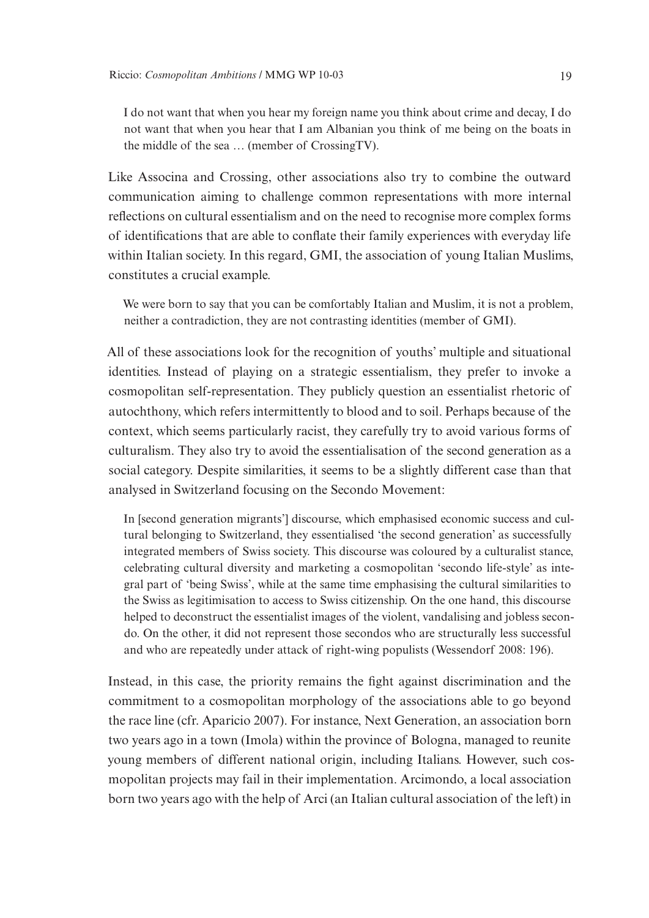> I do not want that when you hear my foreign name you think about crime and decay, I do not want that when you hear that I am Albanian you think of me being on the boats in the middle of the sea … (member of CrossingTV).

Like Associna and Crossing, other associations also try to combine the outward communication aiming to challenge common representations with more internal reflections on cultural essentialism and on the need to recognise more complex forms of identifications that are able to conflate their family experiences with everyday life within Italian society. In this regard, GMI, the association of young Italian Muslims, constitutes a crucial example.

> We were born to say that you can be comfortably Italian and Muslim, it is not a problem, neither a contradiction, they are not contrasting identities (member of GMI).

All of these associations look for the recognition of youths' multiple and situational identities. Instead of playing on a strategic essentialism, they prefer to invoke a cosmopolitan self-representation. They publicly question an essentialist rhetoric of autochthony, which refers intermittently to blood and to soil. Perhaps because of the context, which seems particularly racist, they carefully try to avoid various forms of culturalism. They also try to avoid the essentialisation of the second generation as a social category. Despite similarities, it seems to be a slightly different case than that analysed in Switzerland focusing on the Secondo Movement:

> In [second generation migrants'] discourse, which emphasised economic success and cultural belonging to Switzerland, they essentialised 'the second generation' as successfully integrated members of Swiss society. This discourse was coloured by a culturalist stance, celebrating cultural diversity and marketing a cosmopolitan 'secondo life-style' as integral part of 'being Swiss', while at the same time emphasising the cultural similarities to the Swiss as legitimisation to access to Swiss citizenship. On the one hand, this discourse helped to deconstruct the essentialist images of the violent, vandalising and jobless secondo. On the other, it did not represent those secondos who are structurally less successful and who are repeatedly under attack of right-wing populists (Wessendorf 2008: 196).

Instead, in this case, the priority remains the fight against discrimination and the commitment to a cosmopolitan morphology of the associations able to go beyond the race line (cfr. Aparicio 2007). For instance, Next Generation, an association born two years ago in a town (Imola) within the province of Bologna, managed to reunite young members of different national origin, including Italians. However, such cosmopolitan projects may fail in their implementation. Arcimondo, a local association born two years ago with the help of Arci (an Italian cultural association of the left) in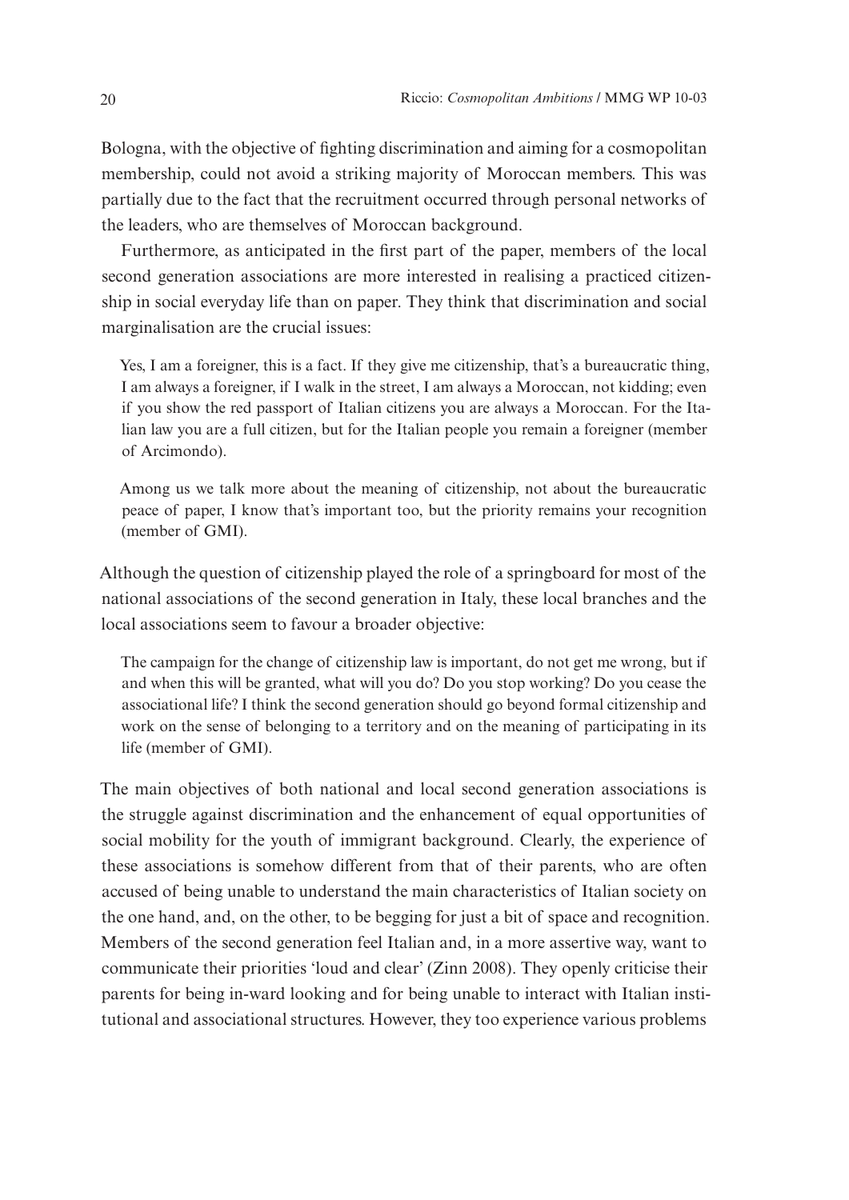Bologna, with the objective of fighting discrimination and aiming for a cosmopolitan membership, could not avoid a striking majority of Moroccan members. This was partially due to the fact that the recruitment occurred through personal networks of the leaders, who are themselves of Moroccan background.

Furthermore, as anticipated in the first part of the paper, members of the local second generation associations are more interested in realising a practiced citizenship in social everyday life than on paper. They think that discrimination and social marginalisation are the crucial issues:

> Yes, I am a foreigner, this is a fact. If they give me citizenship, that's a bureaucratic thing, I am always a foreigner, if I walk in the street, I am always a Moroccan, not kidding; even if you show the red passport of Italian citizens you are always a Moroccan. For the Italian law you are a full citizen, but for the Italian people you remain a foreigner (member of Arcimondo).

> Among us we talk more about the meaning of citizenship, not about the bureaucratic peace of paper, I know that's important too, but the priority remains your recognition (member of GMI).

Although the question of citizenship played the role of a springboard for most of the national associations of the second generation in Italy, these local branches and the local associations seem to favour a broader objective:

> The campaign for the change of citizenship law is important, do not get me wrong, but if and when this will be granted, what will you do? Do you stop working? Do you cease the associational life? I think the second generation should go beyond formal citizenship and work on the sense of belonging to a territory and on the meaning of participating in its life (member of GMI).

The main objectives of both national and local second generation associations is the struggle against discrimination and the enhancement of equal opportunities of social mobility for the youth of immigrant background. Clearly, the experience of these associations is somehow different from that of their parents, who are often accused of being unable to understand the main characteristics of Italian society on the one hand, and, on the other, to be begging for just a bit of space and recognition. Members of the second generation feel Italian and, in a more assertive way, want to communicate their priorities 'loud and clear' (Zinn 2008). They openly criticise their parents for being in-ward looking and for being unable to interact with Italian institutional and associational structures. However, they too experience various problems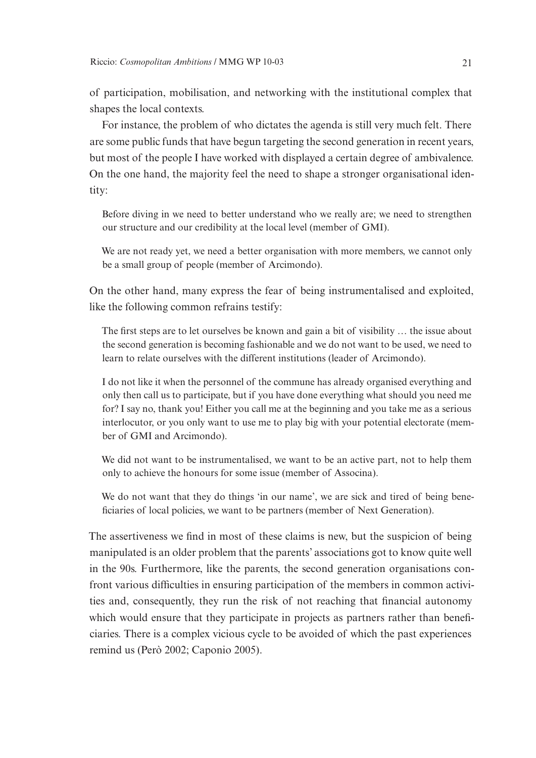of participation, mobilisation, and networking with the institutional complex that shapes the local contexts.

For instance, the problem of who dictates the agenda is still very much felt. There are some public funds that have begun targeting the second generation in recent years, but most of the people I have worked with displayed a certain degree of ambivalence. On the one hand, the majority feel the need to shape a stronger organisational identity:

> Before diving in we need to better understand who we really are; we need to strengthen our structure and our credibility at the local level (member of GMI).

> We are not ready yet, we need a better organisation with more members, we cannot only be a small group of people (member of Arcimondo).

On the other hand, many express the fear of being instrumentalised and exploited, like the following common refrains testify:

> The first steps are to let ourselves be known and gain a bit of visibility … the issue about the second generation is becoming fashionable and we do not want to be used, we need to learn to relate ourselves with the different institutions (leader of Arcimondo).

> I do not like it when the personnel of the commune has already organised everything and only then call us to participate, but if you have done everything what should you need me for? I say no, thank you! Either you call me at the beginning and you take me as a serious interlocutor, or you only want to use me to play big with your potential electorate (member of GMI and Arcimondo).

> We did not want to be instrumentalised, we want to be an active part, not to help them only to achieve the honours for some issue (member of Associna).

> We do not want that they do things 'in our name', we are sick and tired of being beneficiaries of local policies, we want to be partners (member of Next Generation).

The assertiveness we find in most of these claims is new, but the suspicion of being manipulated is an older problem that the parents' associations got to know quite well in the 90s. Furthermore, like the parents, the second generation organisations confront various difficulties in ensuring participation of the members in common activities and, consequently, they run the risk of not reaching that financial autonomy which would ensure that they participate in projects as partners rather than beneficiaries. There is a complex vicious cycle to be avoided of which the past experiences remind us (Però 2002; Caponio 2005).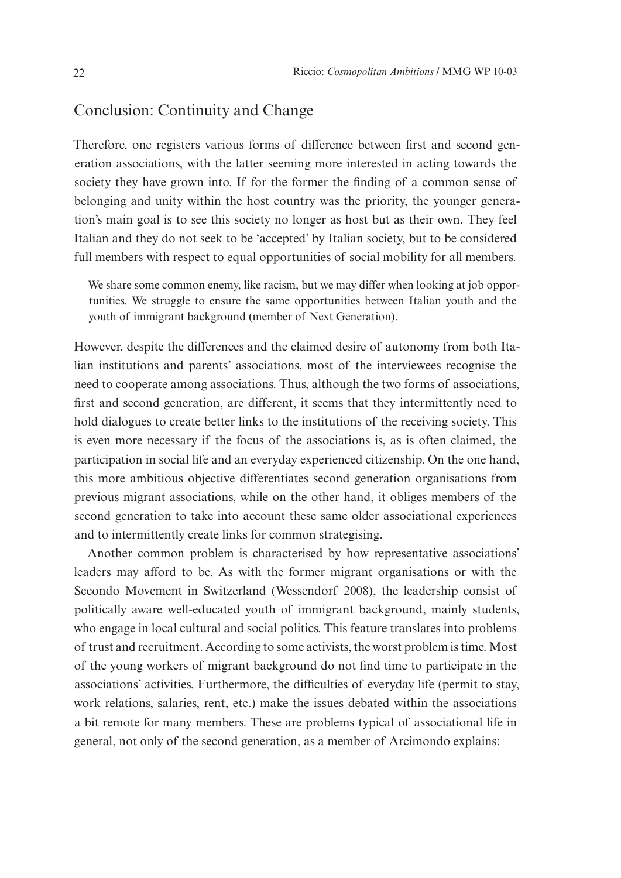## Conclusion: Continuity and Change

Therefore, one registers various forms of difference between first and second generation associations, with the latter seeming more interested in acting towards the society they have grown into. If for the former the finding of a common sense of belonging and unity within the host country was the priority, the younger generation's main goal is to see this society no longer as host but as their own. They feel Italian and they do not seek to be 'accepted' by Italian society, but to be considered full members with respect to equal opportunities of social mobility for all members.

> We share some common enemy, like racism, but we may differ when looking at job opportunities. We struggle to ensure the same opportunities between Italian youth and the youth of immigrant background (member of Next Generation).

However, despite the differences and the claimed desire of autonomy from both Italian institutions and parents' associations, most of the interviewees recognise the need to cooperate among associations. Thus, although the two forms of associations, first and second generation, are different, it seems that they intermittently need to hold dialogues to create better links to the institutions of the receiving society. This is even more necessary if the focus of the associations is, as is often claimed, the participation in social life and an everyday experienced citizenship. On the one hand, this more ambitious objective differentiates second generation organisations from previous migrant associations, while on the other hand, it obliges members of the second generation to take into account these same older associational experiences and to intermittently create links for common strategising.

Another common problem is characterised by how representative associations' leaders may afford to be. As with the former migrant organisations or with the Secondo Movement in Switzerland (Wessendorf 2008), the leadership consist of politically aware well-educated youth of immigrant background, mainly students, who engage in local cultural and social politics. This feature translates into problems of trust and recruitment. According to some activists, the worst problem is time. Most of the young workers of migrant background do not find time to participate in the associations' activities. Furthermore, the difficulties of everyday life (permit to stay, work relations, salaries, rent, etc.) make the issues debated within the associations a bit remote for many members. These are problems typical of associational life in general, not only of the second generation, as a member of Arcimondo explains: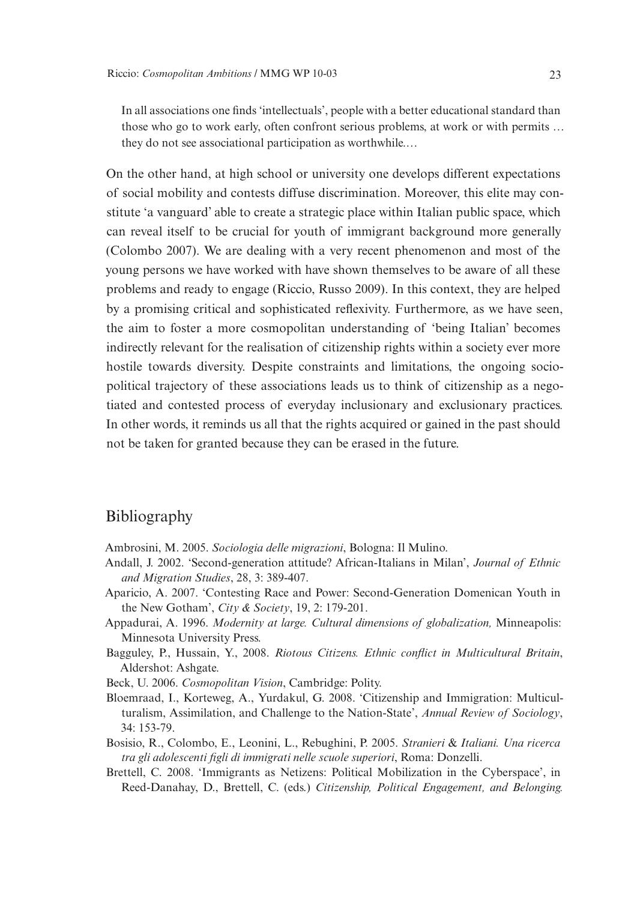> In all associations one finds 'intellectuals', people with a better educational standard than those who go to work early, often confront serious problems, at work or with permits … they do not see associational participation as worthwhile.…

On the other hand, at high school or university one develops different expectations of social mobility and contests diffuse discrimination. Moreover, this elite may constitute 'a vanguard' able to create a strategic place within Italian public space, which can reveal itself to be crucial for youth of immigrant background more generally (Colombo 2007). We are dealing with a very recent phenomenon and most of the young persons we have worked with have shown themselves to be aware of all these problems and ready to engage (Riccio, Russo 2009). In this context, they are helped by a promising critical and sophisticated reflexivity. Furthermore, as we have seen, the aim to foster a more cosmopolitan understanding of 'being Italian' becomes indirectly relevant for the realisation of citizenship rights within a society ever more hostile towards diversity. Despite constraints and limitations, the ongoing socio-political trajectory of these associations leads us to think of citizenship as a negotiated and contested process of everyday inclusionary and exclusionary practices. In other words, it reminds us all that the rights acquired or gained in the past should not be taken for granted because they can be erased in the future.

## Bibliography

Ambrosini, M. 2005. *Sociologia delle migrazioni*, Bologna: Il Mulino.

Andall, J. 2002. 'Second-generation attitude? African-Italians in Milan', *Journal of Ethnic and Migration Studies*, 28, 3: 389-407.

Aparicio, A. 2007. 'Contesting Race and Power: Second-Generation Domenican Youth in the New Gotham', *City & Society*, 19, 2: 179-201.

Appadurai, A. 1996. *Modernity at large. Cultural dimensions of globalization,* Minneapolis: Minnesota University Press.

Bagguley, P., Hussain, Y., 2008. *Riotous Citizens. Ethnic conflict in Multicultural Britain*, Aldershot: Ashgate.

Beck, U. 2006. *Cosmopolitan Vision*, Cambridge: Polity.

Bloemraad, I., Korteweg, A., Yurdakul, G. 2008. 'Citizenship and Immigration: Multiculturalism, Assimilation, and Challenge to the Nation-State', *Annual Review of Sociology*, 34: 153-79.

Bosisio, R., Colombo, E., Leonini, L., Rebughini, P. 2005. *Stranieri* & *Italiani. Una ricerca tra gli adolescenti figli di immigrati nelle scuole superiori*, Roma: Donzelli.

Brettell, C. 2008. 'Immigrants as Netizens: Political Mobilization in the Cyberspace', in Reed-Danahay, D., Brettell, C. (eds.) *Citizenship, Political Engagement, and Belonging.*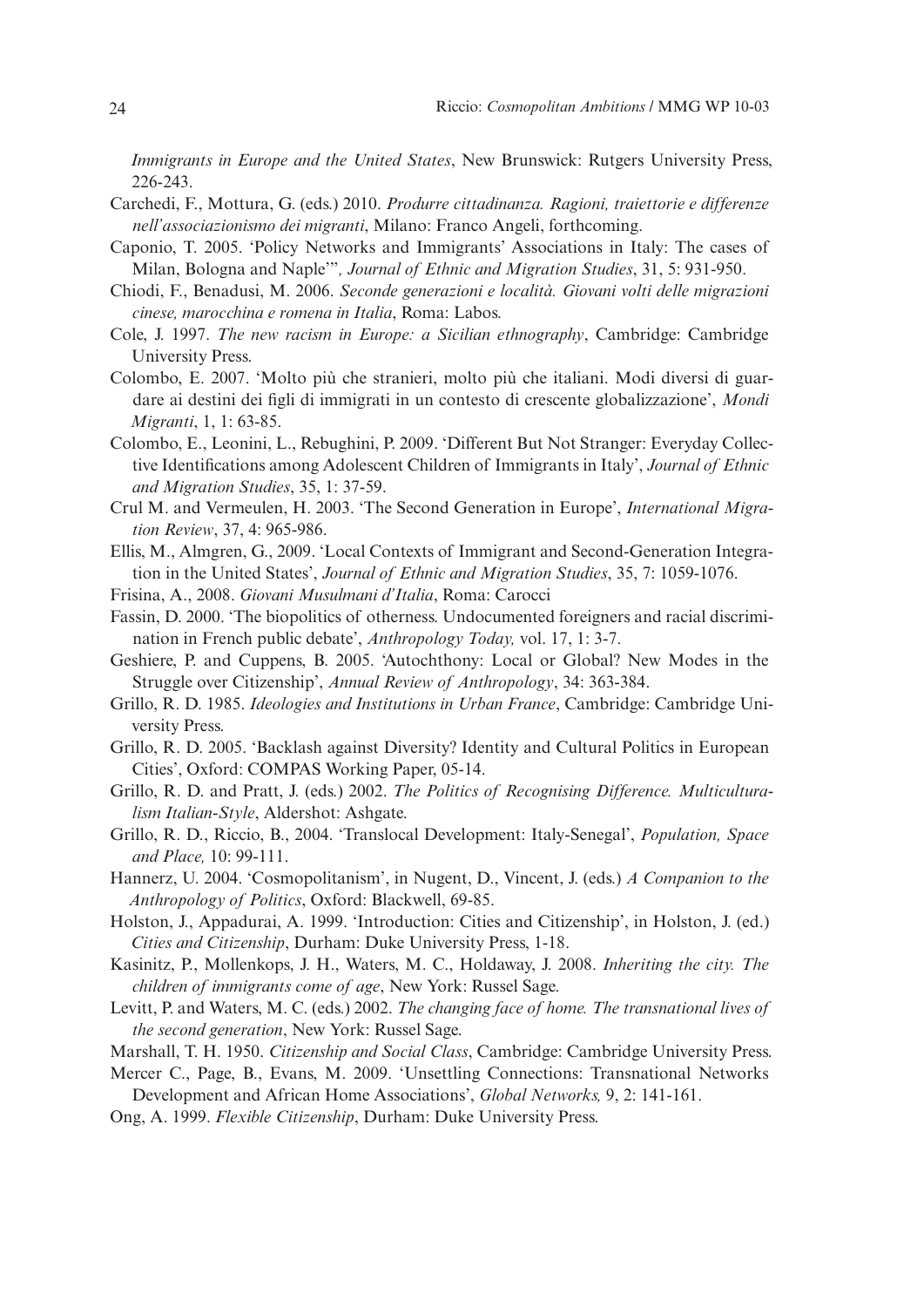*Immigrants in Europe and the United States*, New Brunswick: Rutgers University Press, 226-243.

Carchedi, F., Mottura, G. (eds.) 2010. *Produrre cittadinanza. Ragioni, traiettorie e differenze nell'associazionismo dei migranti*, Milano: Franco Angeli, forthcoming.

Caponio, T. 2005. 'Policy Networks and Immigrants' Associations in Italy: The cases of Milan, Bologna and Naple'", *Journal of Ethnic and Migration Studies*, 31, 5: 931-950.

Chiodi, F., Benadusi, M. 2006. *Seconde generazioni e località. Giovani volti delle migrazioni cinese, marocchina e romena in Italia*, Roma: Labos.

Cole, J. 1997. *The new racism in Europe: a Sicilian ethnography*, Cambridge: Cambridge University Press.

Colombo, E. 2007. 'Molto più che stranieri, molto più che italiani. Modi diversi di guardare ai destini dei figli di immigrati in un contesto di crescente globalizzazione', *Mondi Migranti*, 1, 1: 63-85.

Colombo, E., Leonini, L., Rebughini, P. 2009. 'Different But Not Stranger: Everyday Collective Identifications among Adolescent Children of Immigrants in Italy', *Journal of Ethnic and Migration Studies*, 35, 1: 37-59.

Crul M. and Vermeulen, H. 2003. 'The Second Generation in Europe', *International Migration Review*, 37, 4: 965-986.

Ellis, M., Almgren, G., 2009. 'Local Contexts of Immigrant and Second-Generation Integration in the United States', *Journal of Ethnic and Migration Studies*, 35, 7: 1059-1076.

Frisina, A., 2008. *Giovani Musulmani d'Italia*, Roma: Carocci

Fassin, D. 2000. 'The biopolitics of otherness. Undocumented foreigners and racial discrimination in French public debate', *Anthropology Today,* vol. 17, 1: 3-7.

Geshiere, P. and Cuppens, B. 2005. 'Autochthony: Local or Global? New Modes in the Struggle over Citizenship', *Annual Review of Anthropology*, 34: 363-384.

Grillo, R. D. 1985. *Ideologies and Institutions in Urban France*, Cambridge: Cambridge University Press.

Grillo, R. D. 2005. 'Backlash against Diversity? Identity and Cultural Politics in European Cities', Oxford: COMPAS Working Paper, 05-14.

Grillo, R. D. and Pratt, J. (eds.) 2002. *The Politics of Recognising Difference. Multiculturalism Italian-Style*, Aldershot: Ashgate.

Grillo, R. D., Riccio, B., 2004. 'Translocal Development: Italy-Senegal', *Population, Space and Place,* 10: 99-111.

Hannerz, U. 2004. 'Cosmopolitanism', in Nugent, D., Vincent, J. (eds.) *A Companion to the Anthropology of Politics*, Oxford: Blackwell, 69-85.

Holston, J., Appadurai, A. 1999. 'Introduction: Cities and Citizenship', in Holston, J. (ed.) *Cities and Citizenship*, Durham: Duke University Press, 1-18.

Kasinitz, P., Mollenkops, J. H., Waters, M. C., Holdaway, J. 2008. *Inheriting the city. The children of immigrants come of age*, New York: Russel Sage.

Levitt, P. and Waters, M. C. (eds.) 2002. *The changing face of home. The transnational lives of the second generation*, New York: Russel Sage.

Marshall, T. H. 1950. *Citizenship and Social Class*, Cambridge: Cambridge University Press.

Mercer C., Page, B., Evans, M. 2009. 'Unsettling Connections: Transnational Networks Development and African Home Associations', *Global Networks,* 9, 2: 141-161.

Ong, A. 1999. *Flexible Citizenship*, Durham: Duke University Press.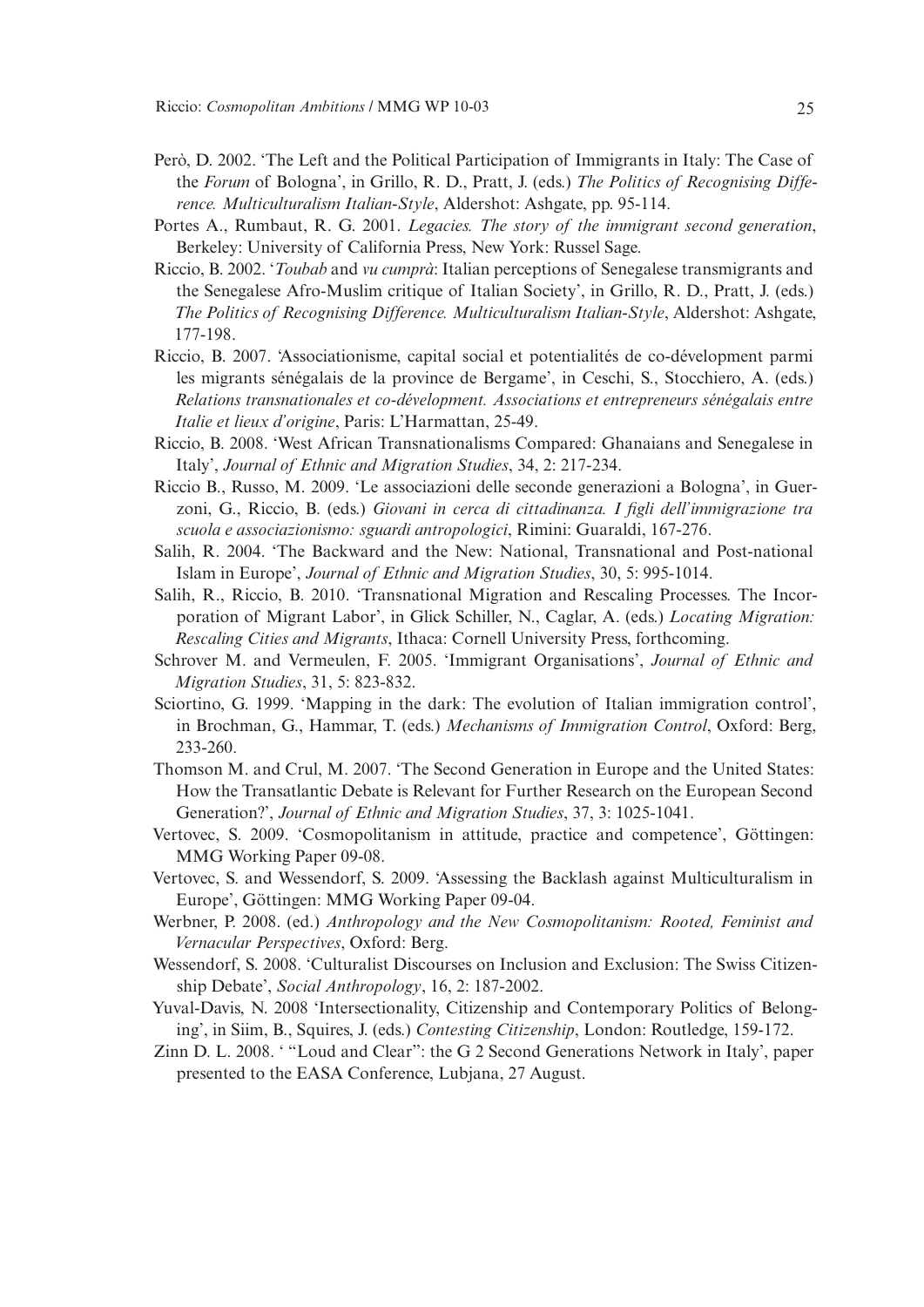Però, D. 2002. 'The Left and the Political Participation of Immigrants in Italy: The Case of the *Forum* of Bologna', in Grillo, R. D., Pratt, J. (eds.) *The Politics of Recognising Difference. Multiculturalism Italian-Style*, Aldershot: Ashgate, pp. 95-114.

Portes A., Rumbaut, R. G. 2001. *Legacies. The story of the immigrant second generation*, Berkeley: University of California Press, New York: Russel Sage.

Riccio, B. 2002. '*Toubab* and *vu cumprà*: Italian perceptions of Senegalese transmigrants and the Senegalese Afro-Muslim critique of Italian Society', in Grillo, R. D., Pratt, J. (eds.) *The Politics of Recognising Difference. Multiculturalism Italian-Style*, Aldershot: Ashgate, 177-198.

Riccio, B. 2007. 'Associationisme, capital social et potentialités de co-dévelopment parmi les migrants sénégalais de la province de Bergame', in Ceschi, S., Stocchiero, A. (eds.) *Relations transnationales et co-dévelopment. Associations et entrepreneurs sénégalais entre Italie et lieux d'origine*, Paris: L'Harmattan, 25-49.

Riccio, B. 2008. 'West African Transnationalisms Compared: Ghanaians and Senegalese in Italy', *Journal of Ethnic and Migration Studies*, 34, 2: 217-234.

Riccio B., Russo, M. 2009. 'Le associazioni delle seconde generazioni a Bologna', in Guerzoni, G., Riccio, B. (eds.) *Giovani in cerca di cittadinanza. I figli dell'immigrazione tra scuola e associazionismo: sguardi antropologici*, Rimini: Guaraldi, 167-276.

Salih, R. 2004. 'The Backward and the New: National, Transnational and Post-national Islam in Europe', *Journal of Ethnic and Migration Studies*, 30, 5: 995-1014.

Salih, R., Riccio, B. 2010. 'Transnational Migration and Rescaling Processes. The Incorporation of Migrant Labor', in Glick Schiller, N., Caglar, A. (eds.) *Locating Migration: Rescaling Cities and Migrants*, Ithaca: Cornell University Press, forthcoming.

Schrover M. and Vermeulen, F. 2005. 'Immigrant Organisations', *Journal of Ethnic and Migration Studies*, 31, 5: 823-832.

Sciortino, G. 1999. 'Mapping in the dark: The evolution of Italian immigration control', in Brochman, G., Hammar, T. (eds.) *Mechanisms of Immigration Control*, Oxford: Berg, 233-260.

Thomson M. and Crul, M. 2007. 'The Second Generation in Europe and the United States: How the Transatlantic Debate is Relevant for Further Research on the European Second Generation?', *Journal of Ethnic and Migration Studies*, 37, 3: 1025-1041.

Vertovec, S. 2009. 'Cosmopolitanism in attitude, practice and competence', Göttingen: MMG Working Paper 09-08.

Vertovec, S. and Wessendorf, S. 2009. 'Assessing the Backlash against Multiculturalism in Europe', Göttingen: MMG Working Paper 09-04.

Werbner, P. 2008. (ed.) *Anthropology and the New Cosmopolitanism: Rooted, Feminist and Vernacular Perspectives*, Oxford: Berg.

Wessendorf, S. 2008. 'Culturalist Discourses on Inclusion and Exclusion: The Swiss Citizenship Debate', *Social Anthropology*, 16, 2: 187-2002.

Yuval-Davis, N. 2008 'Intersectionality, Citizenship and Contemporary Politics of Belonging', in Siim, B., Squires, J. (eds.) *Contesting Citizenship*, London: Routledge, 159-172.

Zinn D. L. 2008. ' "Loud and Clear": the G 2 Second Generations Network in Italy', paper presented to the EASA Conference, Lubjana, 27 August.